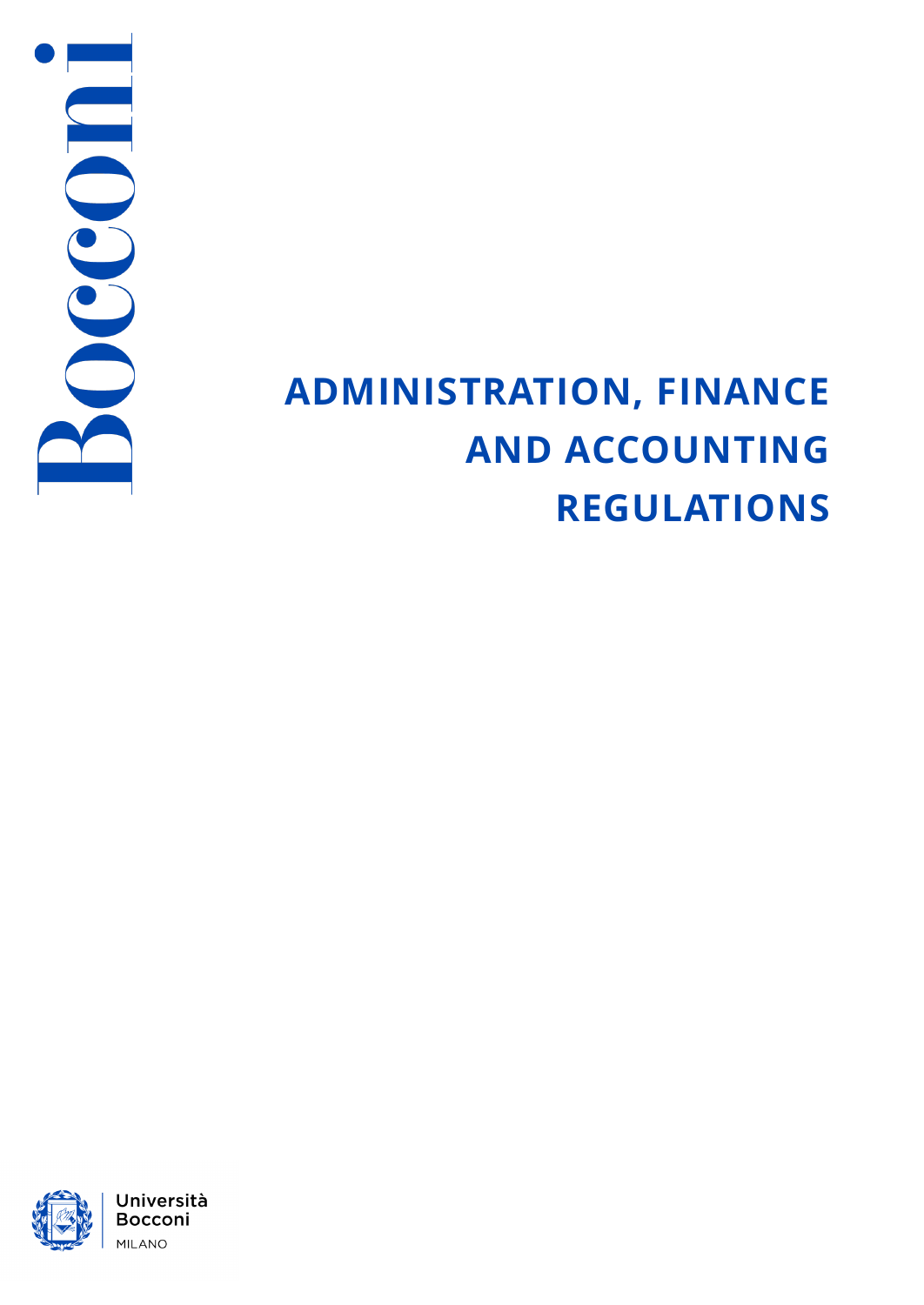Bocconi

# ADMINISTRATION, FINANCE AND ACCOUNTING REGULATIONS

Università Bocconi
MILANO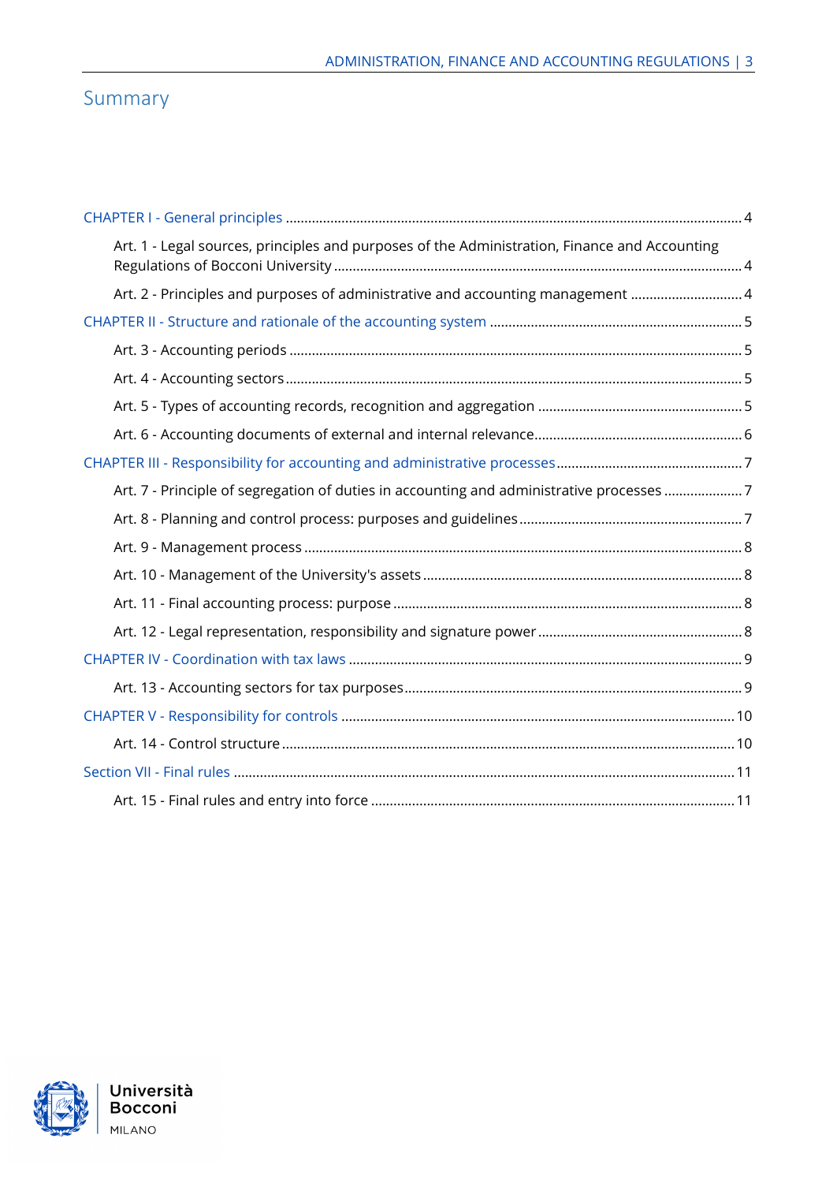# Summary

- CHAPTER I - General principles ... 4
  - Art. 1 - Legal sources, principles and purposes of the Administration, Finance and Accounting Regulations of Bocconi University ... 4
  - Art. 2 - Principles and purposes of administrative and accounting management ... 4
- CHAPTER II - Structure and rationale of the accounting system ... 5
  - Art. 3 - Accounting periods ... 5
  - Art. 4 - Accounting sectors ... 5
  - Art. 5 - Types of accounting records, recognition and aggregation ... 5
  - Art. 6 - Accounting documents of external and internal relevance ... 6
- CHAPTER III - Responsibility for accounting and administrative processes ... 7
  - Art. 7 - Principle of segregation of duties in accounting and administrative processes ... 7
  - Art. 8 - Planning and control process: purposes and guidelines ... 7
  - Art. 9 - Management process ... 8
  - Art. 10 - Management of the University's assets ... 8
  - Art. 11 - Final accounting process: purpose ... 8
  - Art. 12 - Legal representation, responsibility and signature power ... 8
- CHAPTER IV - Coordination with tax laws ... 9
  - Art. 13 - Accounting sectors for tax purposes ... 9
- CHAPTER V - Responsibility for controls ... 10
  - Art. 14 - Control structure ... 10
- Section VII - Final rules ... 11
  - Art. 15 - Final rules and entry into force ... 11

Università Bocconi
MILANO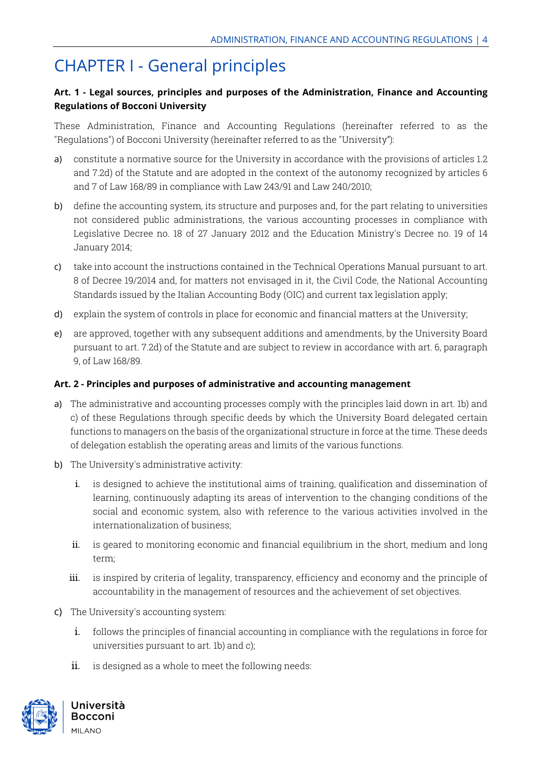# CHAPTER I - General principles

**Art. 1 - Legal sources, principles and purposes of the Administration, Finance and Accounting Regulations of Bocconi University**

These Administration, Finance and Accounting Regulations (hereinafter referred to as the "Regulations") of Bocconi University (hereinafter referred to as the "University"):

a) constitute a normative source for the University in accordance with the provisions of articles 1.2 and 7.2d) of the Statute and are adopted in the context of the autonomy recognized by articles 6 and 7 of Law 168/89 in compliance with Law 243/91 and Law 240/2010;

b) define the accounting system, its structure and purposes and, for the part relating to universities not considered public administrations, the various accounting processes in compliance with Legislative Decree no. 18 of 27 January 2012 and the Education Ministry's Decree no. 19 of 14 January 2014;

c) take into account the instructions contained in the Technical Operations Manual pursuant to art. 8 of Decree 19/2014 and, for matters not envisaged in it, the Civil Code, the National Accounting Standards issued by the Italian Accounting Body (OIC) and current tax legislation apply;

d) explain the system of controls in place for economic and financial matters at the University;

e) are approved, together with any subsequent additions and amendments, by the University Board pursuant to art. 7.2d) of the Statute and are subject to review in accordance with art. 6, paragraph 9, of Law 168/89.

**Art. 2 - Principles and purposes of administrative and accounting management**

a) The administrative and accounting processes comply with the principles laid down in art. 1b) and c) of these Regulations through specific deeds by which the University Board delegated certain functions to managers on the basis of the organizational structure in force at the time. These deeds of delegation establish the operating areas and limits of the various functions.

b) The University's administrative activity:

   i. is designed to achieve the institutional aims of training, qualification and dissemination of learning, continuously adapting its areas of intervention to the changing conditions of the social and economic system, also with reference to the various activities involved in the internationalization of business;

   ii. is geared to monitoring economic and financial equilibrium in the short, medium and long term;

   iii. is inspired by criteria of legality, transparency, efficiency and economy and the principle of accountability in the management of resources and the achievement of set objectives.

c) The University's accounting system:

   i. follows the principles of financial accounting in compliance with the regulations in force for universities pursuant to art. 1b) and c);

   ii. is designed as a whole to meet the following needs: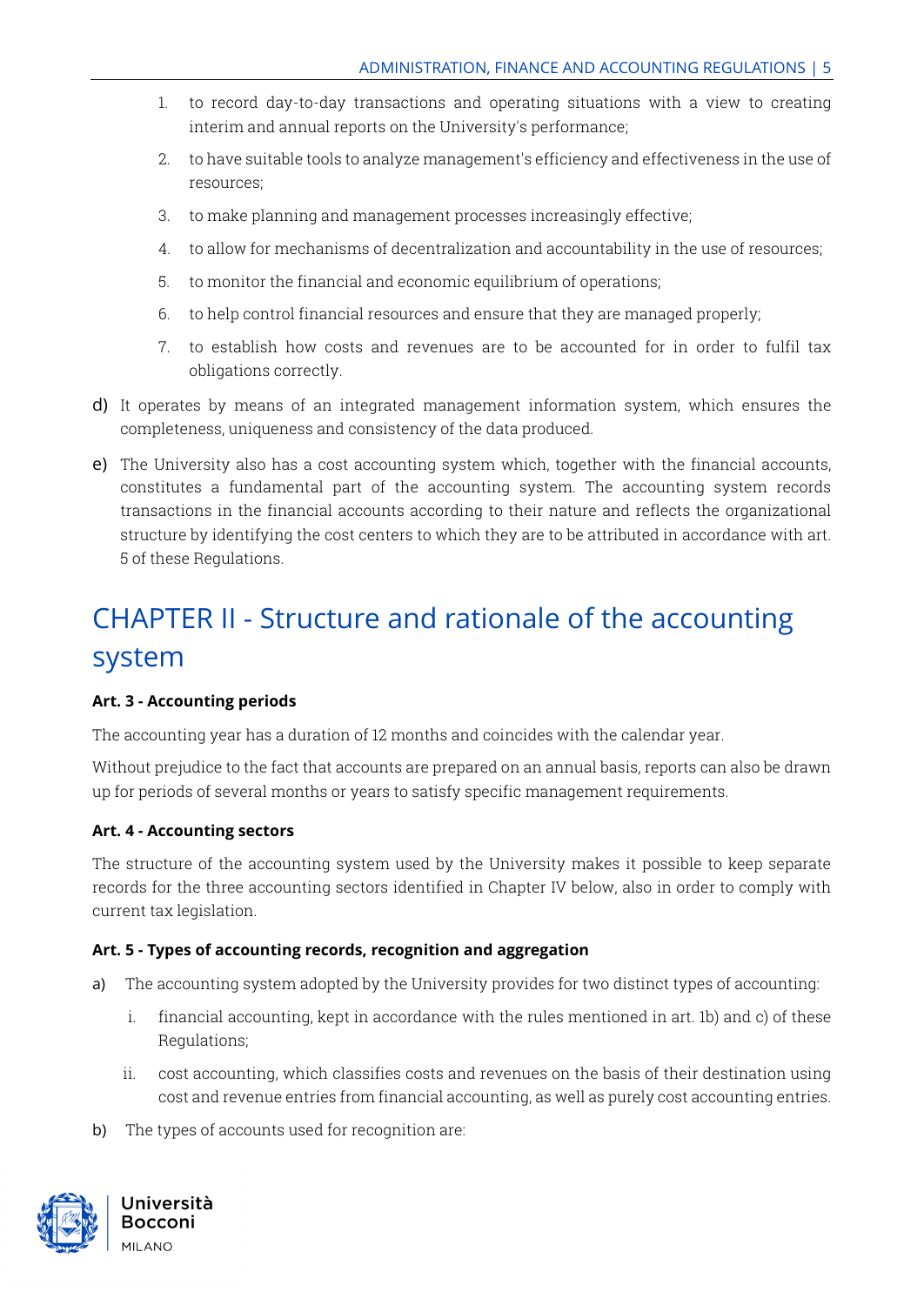1. to record day-to-day transactions and operating situations with a view to creating interim and annual reports on the University's performance;
2. to have suitable tools to analyze management's efficiency and effectiveness in the use of resources;
3. to make planning and management processes increasingly effective;
4. to allow for mechanisms of decentralization and accountability in the use of resources;
5. to monitor the financial and economic equilibrium of operations;
6. to help control financial resources and ensure that they are managed properly;
7. to establish how costs and revenues are to be accounted for in order to fulfil tax obligations correctly.

d) It operates by means of an integrated management information system, which ensures the completeness, uniqueness and consistency of the data produced.

e) The University also has a cost accounting system which, together with the financial accounts, constitutes a fundamental part of the accounting system. The accounting system records transactions in the financial accounts according to their nature and reflects the organizational structure by identifying the cost centers to which they are to be attributed in accordance with art. 5 of these Regulations.

# CHAPTER II - Structure and rationale of the accounting system

**Art. 3 - Accounting periods**

The accounting year has a duration of 12 months and coincides with the calendar year.

Without prejudice to the fact that accounts are prepared on an annual basis, reports can also be drawn up for periods of several months or years to satisfy specific management requirements.

**Art. 4 - Accounting sectors**

The structure of the accounting system used by the University makes it possible to keep separate records for the three accounting sectors identified in Chapter IV below, also in order to comply with current tax legislation.

**Art. 5 - Types of accounting records, recognition and aggregation**

a) The accounting system adopted by the University provides for two distinct types of accounting:

   i. financial accounting, kept in accordance with the rules mentioned in art. 1b) and c) of these Regulations;

   ii. cost accounting, which classifies costs and revenues on the basis of their destination using cost and revenue entries from financial accounting, as well as purely cost accounting entries.

b) The types of accounts used for recognition are: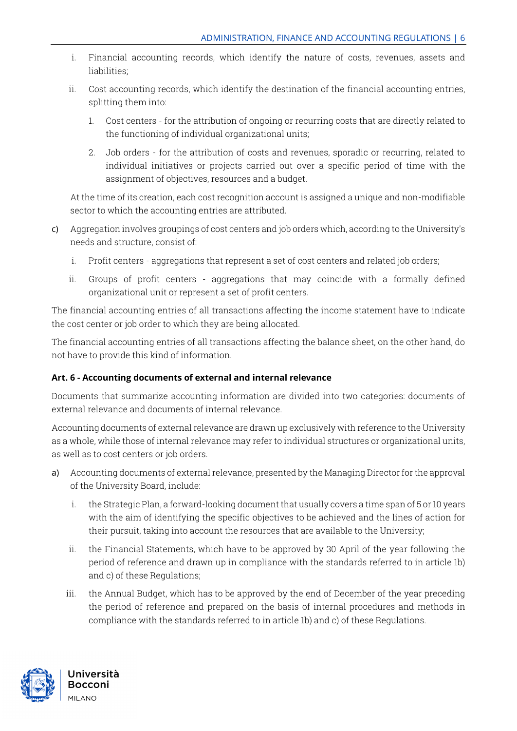i. Financial accounting records, which identify the nature of costs, revenues, assets and liabilities;

ii. Cost accounting records, which identify the destination of the financial accounting entries, splitting them into:

   1. Cost centers - for the attribution of ongoing or recurring costs that are directly related to the functioning of individual organizational units;

   2. Job orders - for the attribution of costs and revenues, sporadic or recurring, related to individual initiatives or projects carried out over a specific period of time with the assignment of objectives, resources and a budget.

At the time of its creation, each cost recognition account is assigned a unique and non-modifiable sector to which the accounting entries are attributed.

c) Aggregation involves groupings of cost centers and job orders which, according to the University's needs and structure, consist of:

   i. Profit centers - aggregations that represent a set of cost centers and related job orders;

   ii. Groups of profit centers - aggregations that may coincide with a formally defined organizational unit or represent a set of profit centers.

The financial accounting entries of all transactions affecting the income statement have to indicate the cost center or job order to which they are being allocated.

The financial accounting entries of all transactions affecting the balance sheet, on the other hand, do not have to provide this kind of information.

**Art. 6 - Accounting documents of external and internal relevance**

Documents that summarize accounting information are divided into two categories: documents of external relevance and documents of internal relevance.

Accounting documents of external relevance are drawn up exclusively with reference to the University as a whole, while those of internal relevance may refer to individual structures or organizational units, as well as to cost centers or job orders.

a) Accounting documents of external relevance, presented by the Managing Director for the approval of the University Board, include:

   i. the Strategic Plan, a forward-looking document that usually covers a time span of 5 or 10 years with the aim of identifying the specific objectives to be achieved and the lines of action for their pursuit, taking into account the resources that are available to the University;

   ii. the Financial Statements, which have to be approved by 30 April of the year following the period of reference and drawn up in compliance with the standards referred to in article 1b) and c) of these Regulations;

   iii. the Annual Budget, which has to be approved by the end of December of the year preceding the period of reference and prepared on the basis of internal procedures and methods in compliance with the standards referred to in article 1b) and c) of these Regulations.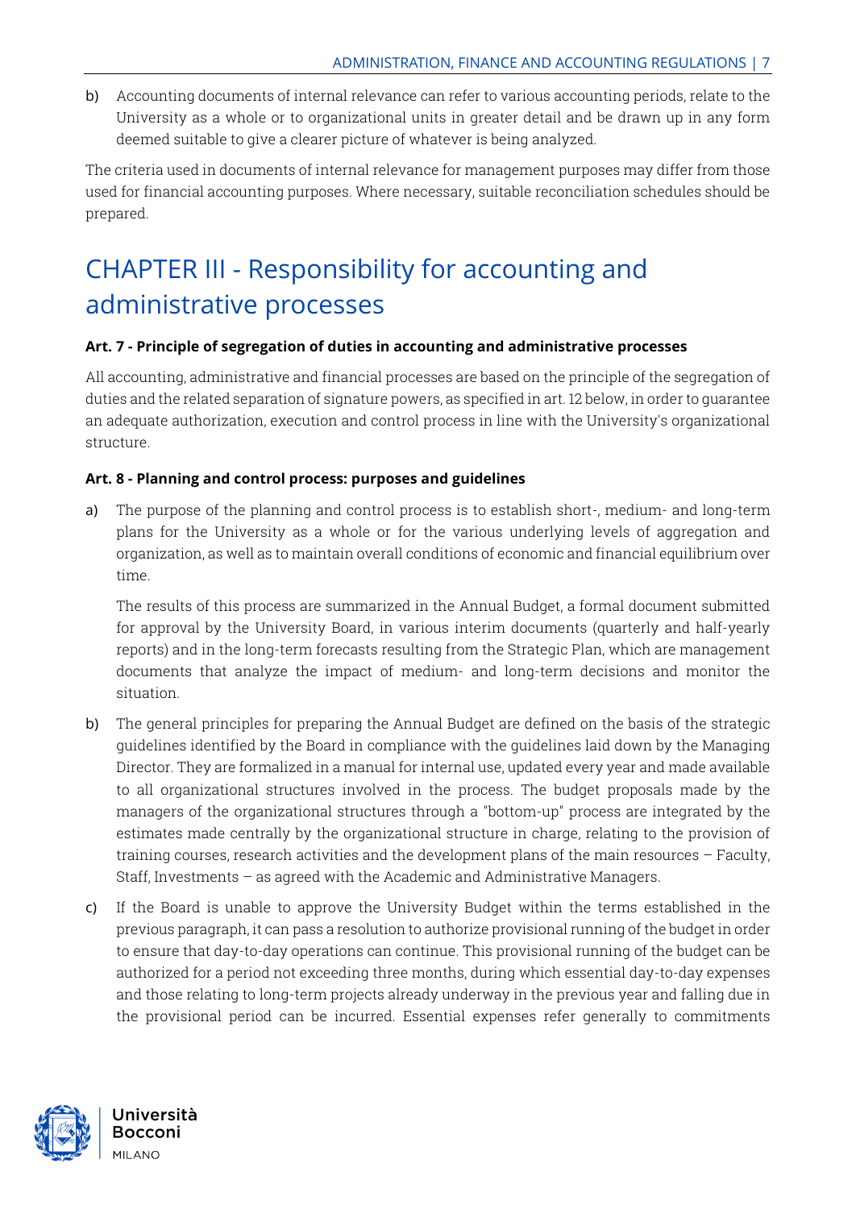b) Accounting documents of internal relevance can refer to various accounting periods, relate to the University as a whole or to organizational units in greater detail and be drawn up in any form deemed suitable to give a clearer picture of whatever is being analyzed.

The criteria used in documents of internal relevance for management purposes may differ from those used for financial accounting purposes. Where necessary, suitable reconciliation schedules should be prepared.

# CHAPTER III - Responsibility for accounting and administrative processes

**Art. 7 - Principle of segregation of duties in accounting and administrative processes**

All accounting, administrative and financial processes are based on the principle of the segregation of duties and the related separation of signature powers, as specified in art. 12 below, in order to guarantee an adequate authorization, execution and control process in line with the University's organizational structure.

**Art. 8 - Planning and control process: purposes and guidelines**

a) The purpose of the planning and control process is to establish short-, medium- and long-term plans for the University as a whole or for the various underlying levels of aggregation and organization, as well as to maintain overall conditions of economic and financial equilibrium over time.

   The results of this process are summarized in the Annual Budget, a formal document submitted for approval by the University Board, in various interim documents (quarterly and half-yearly reports) and in the long-term forecasts resulting from the Strategic Plan, which are management documents that analyze the impact of medium- and long-term decisions and monitor the situation.

b) The general principles for preparing the Annual Budget are defined on the basis of the strategic guidelines identified by the Board in compliance with the guidelines laid down by the Managing Director. They are formalized in a manual for internal use, updated every year and made available to all organizational structures involved in the process. The budget proposals made by the managers of the organizational structures through a "bottom-up" process are integrated by the estimates made centrally by the organizational structure in charge, relating to the provision of training courses, research activities and the development plans of the main resources – Faculty, Staff, Investments – as agreed with the Academic and Administrative Managers.

c) If the Board is unable to approve the University Budget within the terms established in the previous paragraph, it can pass a resolution to authorize provisional running of the budget in order to ensure that day-to-day operations can continue. This provisional running of the budget can be authorized for a period not exceeding three months, during which essential day-to-day expenses and those relating to long-term projects already underway in the previous year and falling due in the provisional period can be incurred. Essential expenses refer generally to commitments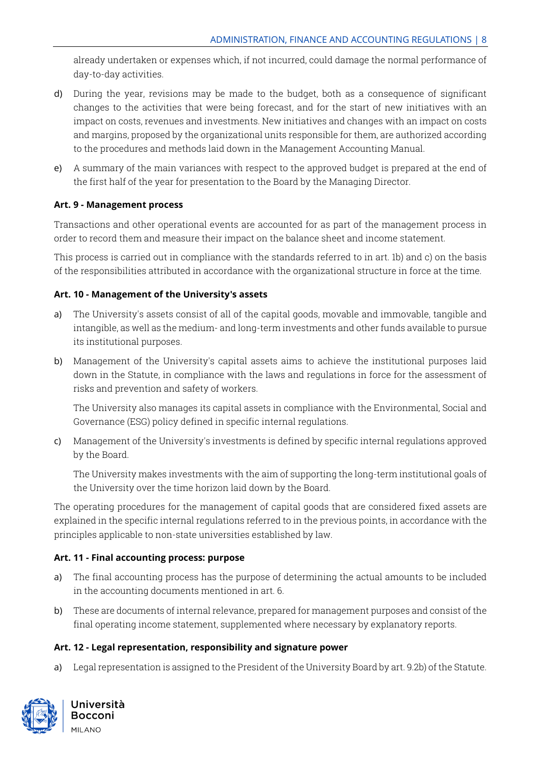already undertaken or expenses which, if not incurred, could damage the normal performance of day-to-day activities.

d) During the year, revisions may be made to the budget, both as a consequence of significant changes to the activities that were being forecast, and for the start of new initiatives with an impact on costs, revenues and investments. New initiatives and changes with an impact on costs and margins, proposed by the organizational units responsible for them, are authorized according to the procedures and methods laid down in the Management Accounting Manual.

e) A summary of the main variances with respect to the approved budget is prepared at the end of the first half of the year for presentation to the Board by the Managing Director.

**Art. 9 - Management process**

Transactions and other operational events are accounted for as part of the management process in order to record them and measure their impact on the balance sheet and income statement.

This process is carried out in compliance with the standards referred to in art. 1b) and c) on the basis of the responsibilities attributed in accordance with the organizational structure in force at the time.

**Art. 10 - Management of the University's assets**

a) The University's assets consist of all of the capital goods, movable and immovable, tangible and intangible, as well as the medium- and long-term investments and other funds available to pursue its institutional purposes.

b) Management of the University's capital assets aims to achieve the institutional purposes laid down in the Statute, in compliance with the laws and regulations in force for the assessment of risks and prevention and safety of workers.

   The University also manages its capital assets in compliance with the Environmental, Social and Governance (ESG) policy defined in specific internal regulations.

c) Management of the University's investments is defined by specific internal regulations approved by the Board.

   The University makes investments with the aim of supporting the long-term institutional goals of the University over the time horizon laid down by the Board.

The operating procedures for the management of capital goods that are considered fixed assets are explained in the specific internal regulations referred to in the previous points, in accordance with the principles applicable to non-state universities established by law.

**Art. 11 - Final accounting process: purpose**

a) The final accounting process has the purpose of determining the actual amounts to be included in the accounting documents mentioned in art. 6.

b) These are documents of internal relevance, prepared for management purposes and consist of the final operating income statement, supplemented where necessary by explanatory reports.

**Art. 12 - Legal representation, responsibility and signature power**

a) Legal representation is assigned to the President of the University Board by art. 9.2b) of the Statute.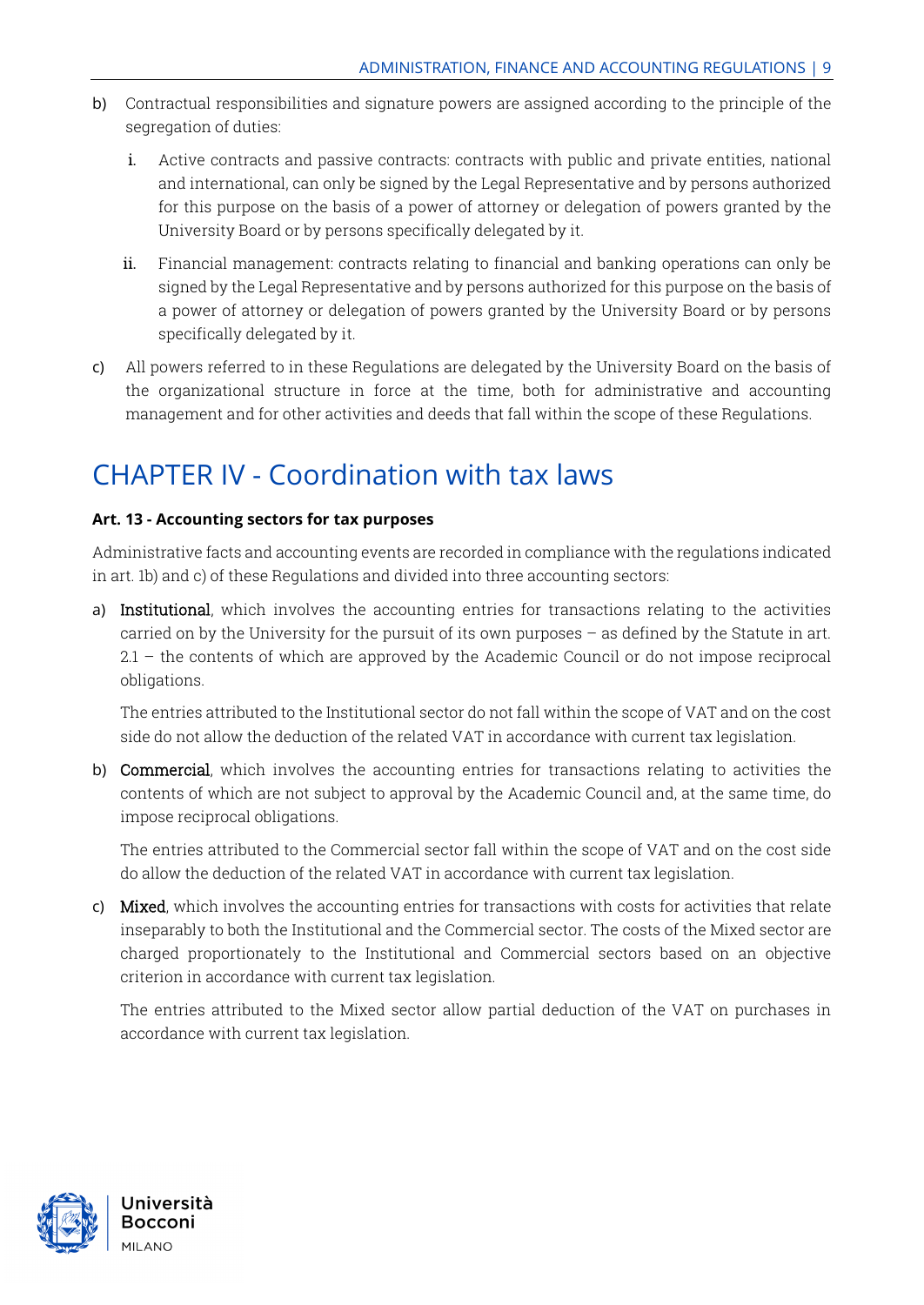b) Contractual responsibilities and signature powers are assigned according to the principle of the segregation of duties:

   i. Active contracts and passive contracts: contracts with public and private entities, national and international, can only be signed by the Legal Representative and by persons authorized for this purpose on the basis of a power of attorney or delegation of powers granted by the University Board or by persons specifically delegated by it.

   ii. Financial management: contracts relating to financial and banking operations can only be signed by the Legal Representative and by persons authorized for this purpose on the basis of a power of attorney or delegation of powers granted by the University Board or by persons specifically delegated by it.

c) All powers referred to in these Regulations are delegated by the University Board on the basis of the organizational structure in force at the time, both for administrative and accounting management and for other activities and deeds that fall within the scope of these Regulations.

# CHAPTER IV - Coordination with tax laws

**Art. 13 - Accounting sectors for tax purposes**

Administrative facts and accounting events are recorded in compliance with the regulations indicated in art. 1b) and c) of these Regulations and divided into three accounting sectors:

a) Institutional, which involves the accounting entries for transactions relating to the activities carried on by the University for the pursuit of its own purposes – as defined by the Statute in art. 2.1 – the contents of which are approved by the Academic Council or do not impose reciprocal obligations.

   The entries attributed to the Institutional sector do not fall within the scope of VAT and on the cost side do not allow the deduction of the related VAT in accordance with current tax legislation.

b) Commercial, which involves the accounting entries for transactions relating to activities the contents of which are not subject to approval by the Academic Council and, at the same time, do impose reciprocal obligations.

   The entries attributed to the Commercial sector fall within the scope of VAT and on the cost side do allow the deduction of the related VAT in accordance with current tax legislation.

c) Mixed, which involves the accounting entries for transactions with costs for activities that relate inseparably to both the Institutional and the Commercial sector. The costs of the Mixed sector are charged proportionately to the Institutional and Commercial sectors based on an objective criterion in accordance with current tax legislation.

   The entries attributed to the Mixed sector allow partial deduction of the VAT on purchases in accordance with current tax legislation.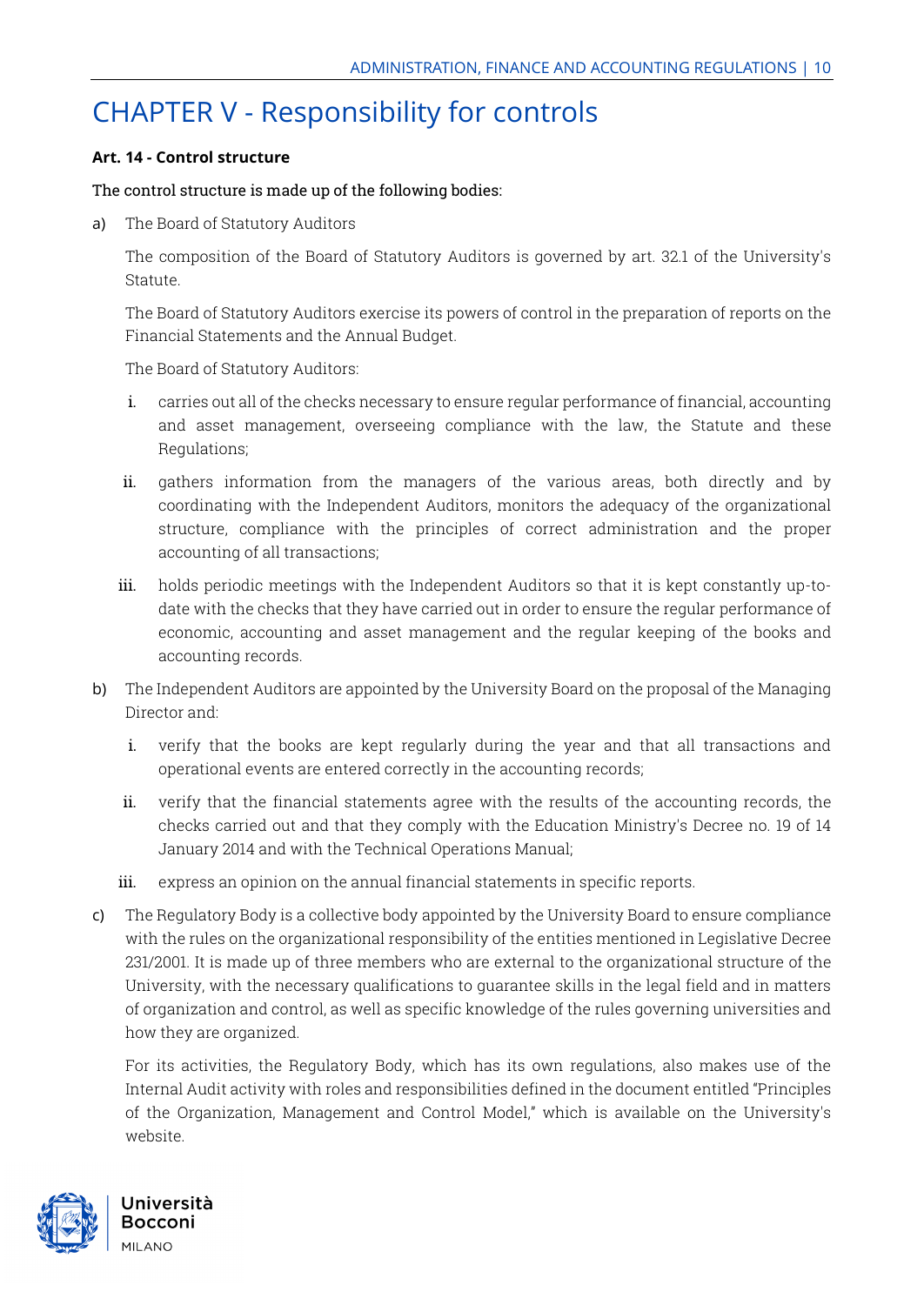# CHAPTER V - Responsibility for controls

**Art. 14 - Control structure**

The control structure is made up of the following bodies:

a) The Board of Statutory Auditors

   The composition of the Board of Statutory Auditors is governed by art. 32.1 of the University's Statute.

   The Board of Statutory Auditors exercise its powers of control in the preparation of reports on the Financial Statements and the Annual Budget.

   The Board of Statutory Auditors:

   i. carries out all of the checks necessary to ensure regular performance of financial, accounting and asset management, overseeing compliance with the law, the Statute and these Regulations;

   ii. gathers information from the managers of the various areas, both directly and by coordinating with the Independent Auditors, monitors the adequacy of the organizational structure, compliance with the principles of correct administration and the proper accounting of all transactions;

   iii. holds periodic meetings with the Independent Auditors so that it is kept constantly up-to-date with the checks that they have carried out in order to ensure the regular performance of economic, accounting and asset management and the regular keeping of the books and accounting records.

b) The Independent Auditors are appointed by the University Board on the proposal of the Managing Director and:

   i. verify that the books are kept regularly during the year and that all transactions and operational events are entered correctly in the accounting records;

   ii. verify that the financial statements agree with the results of the accounting records, the checks carried out and that they comply with the Education Ministry's Decree no. 19 of 14 January 2014 and with the Technical Operations Manual;

   iii. express an opinion on the annual financial statements in specific reports.

c) The Regulatory Body is a collective body appointed by the University Board to ensure compliance with the rules on the organizational responsibility of the entities mentioned in Legislative Decree 231/2001. It is made up of three members who are external to the organizational structure of the University, with the necessary qualifications to guarantee skills in the legal field and in matters of organization and control, as well as specific knowledge of the rules governing universities and how they are organized.

   For its activities, the Regulatory Body, which has its own regulations, also makes use of the Internal Audit activity with roles and responsibilities defined in the document entitled "Principles of the Organization, Management and Control Model," which is available on the University's website.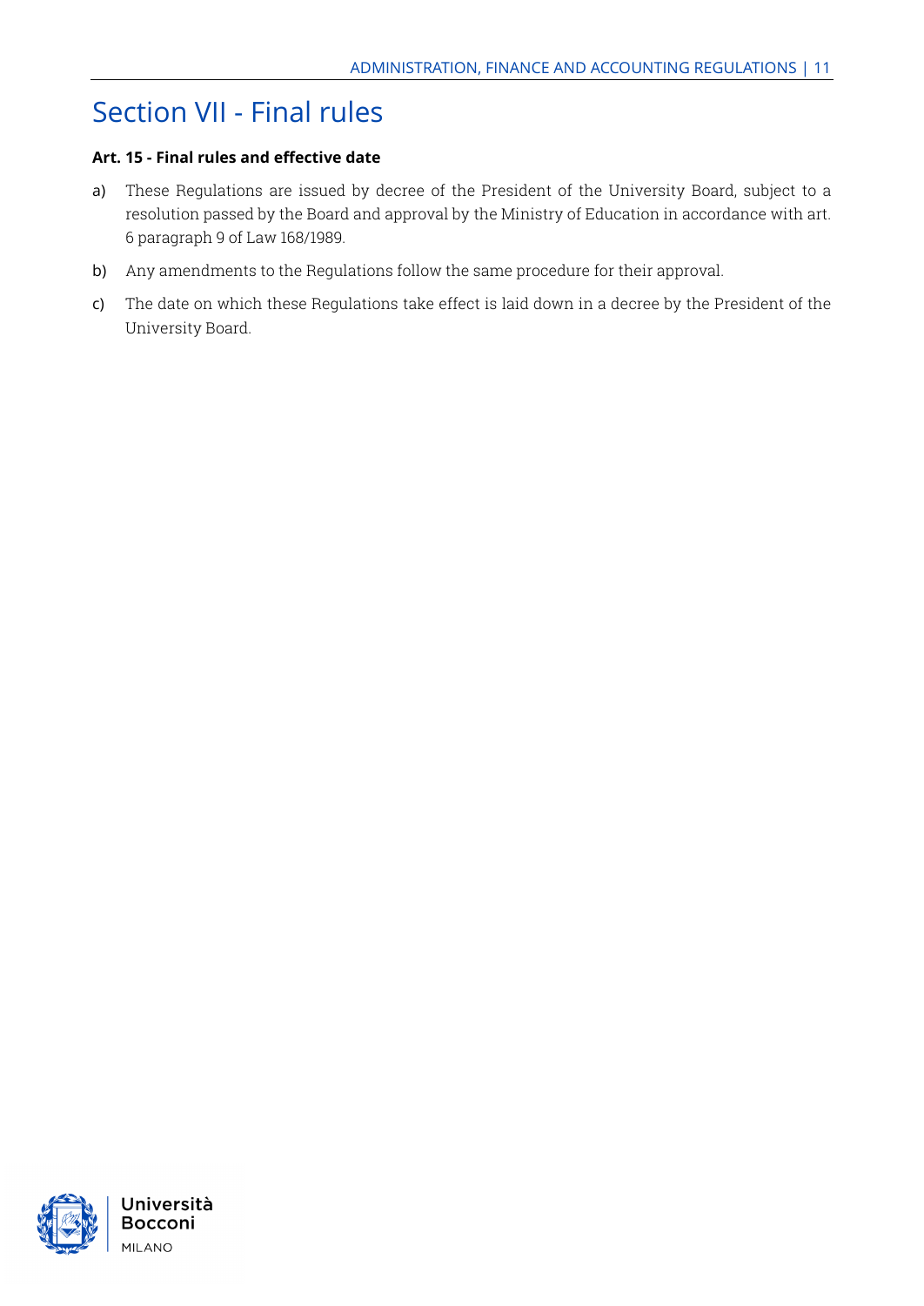# Section VII - Final rules

**Art. 15 - Final rules and effective date**

a) These Regulations are issued by decree of the President of the University Board, subject to a resolution passed by the Board and approval by the Ministry of Education in accordance with art. 6 paragraph 9 of Law 168/1989.

b) Any amendments to the Regulations follow the same procedure for their approval.

c) The date on which these Regulations take effect is laid down in a decree by the President of the University Board.